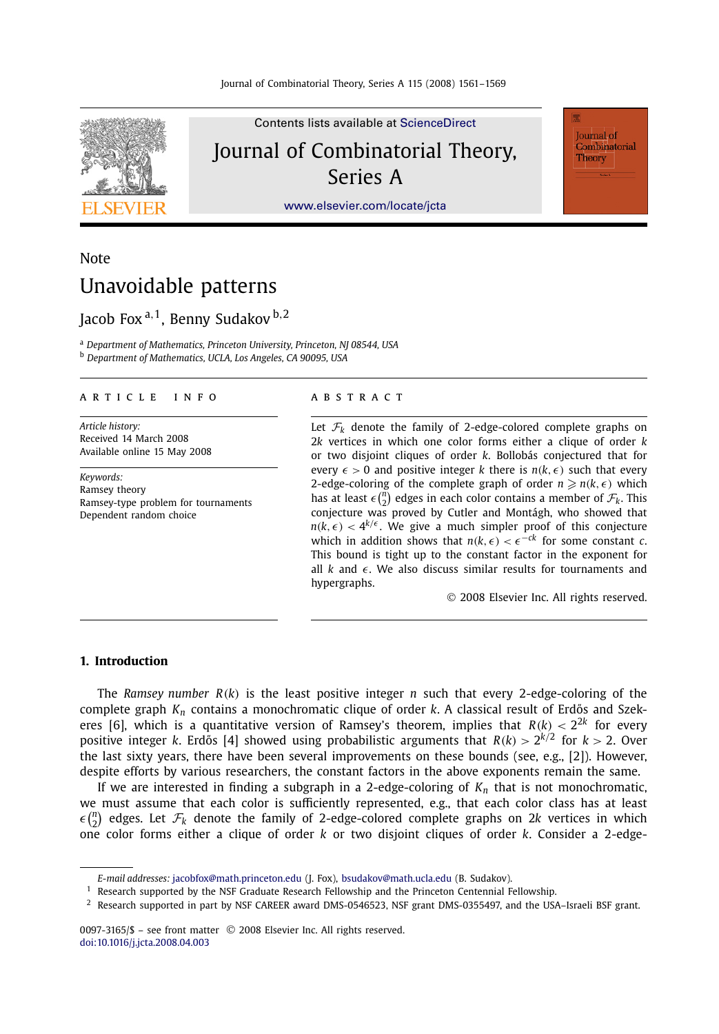Note

# Unavoidable patterns

Jacob Fox [a,1], Benny Sudakov [b,2]

[a] *Department of Mathematics, Princeton University, Princeton, NJ 08544, USA*
[b] *Department of Mathematics, UCLA, Los Angeles, CA 90095, USA*

ARTICLE INFO

*Article history:*
Received 14 March 2008
Available online 15 May 2008

*Keywords:*
Ramsey theory
Ramsey-type problem for tournaments
Dependent random choice

ABSTRACT

Let $\mathcal{F}_k$ denote the family of 2-edge-colored complete graphs on $2k$ vertices in which one color forms either a clique of order $k$ or two disjoint cliques of order $k$. Bollobás conjectured that for every $\epsilon > 0$ and positive integer $k$ there is $n(k,\epsilon)$ such that every 2-edge-coloring of the complete graph of order $n \geqslant n(k,\epsilon)$ which has at least $\epsilon\binom{n}{2}$ edges in each color contains a member of $\mathcal{F}_k$. This conjecture was proved by Cutler and Montágh, who showed that $n(k,\epsilon) < 4^{k/\epsilon}$. We give a much simpler proof of this conjecture which in addition shows that $n(k,\epsilon) < \epsilon^{-ck}$ for some constant $c$. This bound is tight up to the constant factor in the exponent for all $k$ and $\epsilon$. We also discuss similar results for tournaments and hypergraphs.

© 2008 Elsevier Inc. All rights reserved.

## 1. Introduction

The *Ramsey number* $R(k)$ is the least positive integer $n$ such that every 2-edge-coloring of the complete graph $K_n$ contains a monochromatic clique of order $k$. A classical result of Erdős and Szekeres [6], which is a quantitative version of Ramsey's theorem, implies that $R(k) < 2^{2k}$ for every positive integer $k$. Erdős [4] showed using probabilistic arguments that $R(k) > 2^{k/2}$ for $k > 2$. Over the last sixty years, there have been several improvements on these bounds (see, e.g., [2]). However, despite efforts by various researchers, the constant factors in the above exponents remain the same.

If we are interested in finding a subgraph in a 2-edge-coloring of $K_n$ that is not monochromatic, we must assume that each color is sufficiently represented, e.g., that each color class has at least $\epsilon\binom{n}{2}$ edges. Let $\mathcal{F}_k$ denote the family of 2-edge-colored complete graphs on $2k$ vertices in which one color forms either a clique of order $k$ or two disjoint cliques of order $k$. Consider a 2-edge-

*E-mail addresses:* jacobfox@math.princeton.edu (J. Fox), bsudakov@math.ucla.edu (B. Sudakov).

[1] Research supported by the NSF Graduate Research Fellowship and the Princeton Centennial Fellowship.

[2] Research supported in part by NSF CAREER award DMS-0546523, NSF grant DMS-0355497, and the USA–Israeli BSF grant.

0097-3165/$ – see front matter © 2008 Elsevier Inc. All rights reserved.
doi:10.1016/j.jcta.2008.04.003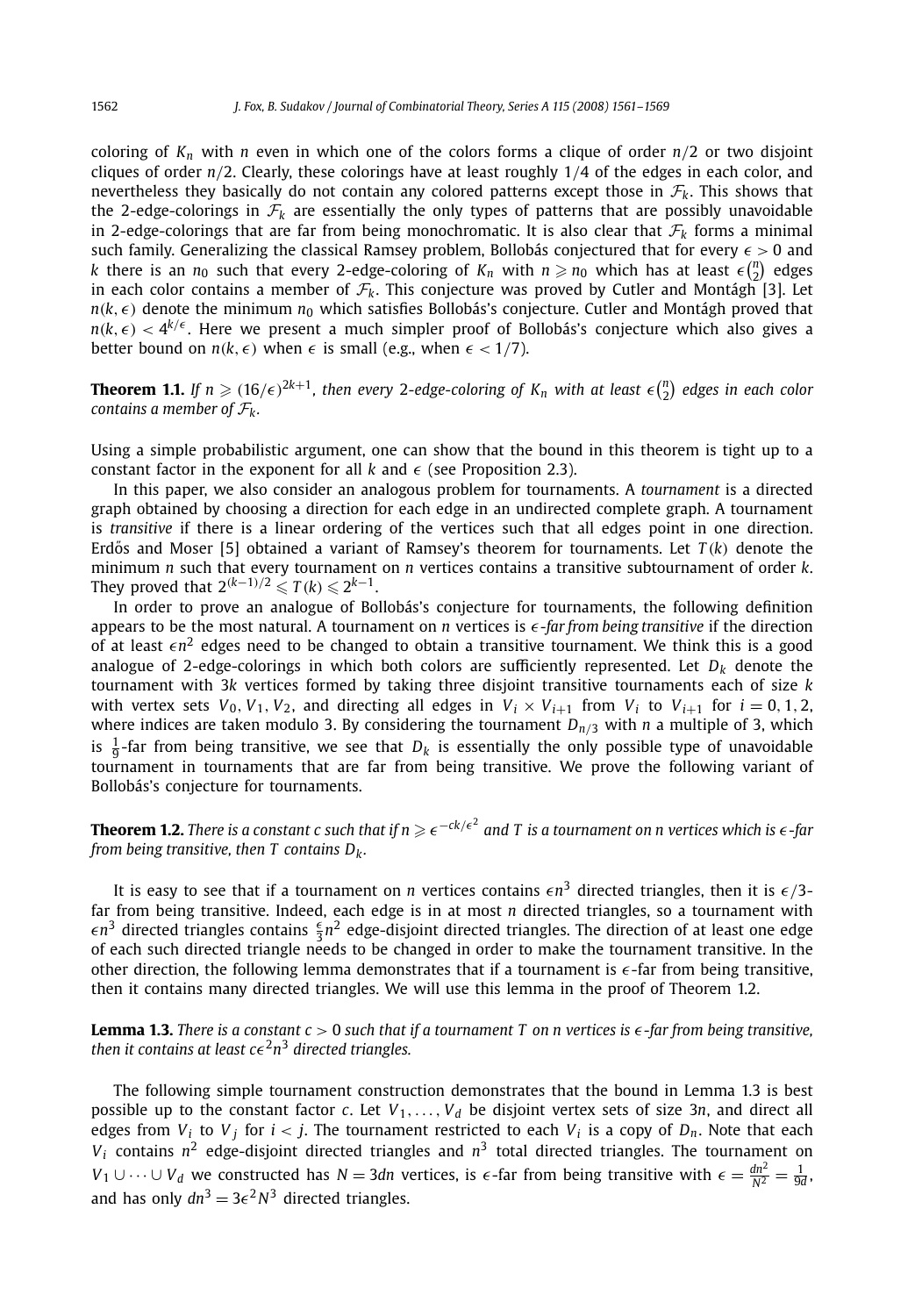coloring of $K_n$ with $n$ even in which one of the colors forms a clique of order $n/2$ or two disjoint cliques of order $n/2$. Clearly, these colorings have at least roughly $1/4$ of the edges in each color, and nevertheless they basically do not contain any colored patterns except those in $\mathcal{F}_k$. This shows that the 2-edge-colorings in $\mathcal{F}_k$ are essentially the only types of patterns that are possibly unavoidable in 2-edge-colorings that are far from being monochromatic. It is also clear that $\mathcal{F}_k$ forms a minimal such family. Generalizing the classical Ramsey problem, Bollobás conjectured that for every $\epsilon > 0$ and $k$ there is an $n_0$ such that every 2-edge-coloring of $K_n$ with $n \geqslant n_0$ which has at least $\epsilon\binom{n}{2}$ edges in each color contains a member of $\mathcal{F}_k$. This conjecture was proved by Cutler and Montágh [3]. Let $n(k, \epsilon)$ denote the minimum $n_0$ which satisfies Bollobás's conjecture. Cutler and Montágh proved that $n(k, \epsilon) < 4^{k/\epsilon}$. Here we present a much simpler proof of Bollobás's conjecture which also gives a better bound on $n(k, \epsilon)$ when $\epsilon$ is small (e.g., when $\epsilon < 1/7$).

**Theorem 1.1.** *If $n \geqslant (16/\epsilon)^{2k+1}$, then every 2-edge-coloring of $K_n$ with at least $\epsilon\binom{n}{2}$ edges in each color contains a member of $\mathcal{F}_k$.*

Using a simple probabilistic argument, one can show that the bound in this theorem is tight up to a constant factor in the exponent for all $k$ and $\epsilon$ (see Proposition 2.3).

In this paper, we also consider an analogous problem for tournaments. A *tournament* is a directed graph obtained by choosing a direction for each edge in an undirected complete graph. A tournament is *transitive* if there is a linear ordering of the vertices such that all edges point in one direction. Erdős and Moser [5] obtained a variant of Ramsey's theorem for tournaments. Let $T(k)$ denote the minimum $n$ such that every tournament on $n$ vertices contains a transitive subtournament of order $k$. They proved that $2^{(k-1)/2} \leqslant T(k) \leqslant 2^{k-1}$.

In order to prove an analogue of Bollobás's conjecture for tournaments, the following definition appears to be the most natural. A tournament on $n$ vertices is *$\epsilon$-far from being transitive* if the direction of at least $\epsilon n^2$ edges need to be changed to obtain a transitive tournament. We think this is a good analogue of 2-edge-colorings in which both colors are sufficiently represented. Let $D_k$ denote the tournament with $3k$ vertices formed by taking three disjoint transitive tournaments each of size $k$ with vertex sets $V_0, V_1, V_2$, and directing all edges in $V_i \times V_{i+1}$ from $V_i$ to $V_{i+1}$ for $i = 0, 1, 2$, where indices are taken modulo 3. By considering the tournament $D_{n/3}$ with $n$ a multiple of 3, which is $\frac{1}{9}$-far from being transitive, we see that $D_k$ is essentially the only possible type of unavoidable tournament in tournaments that are far from being transitive. We prove the following variant of Bollobás's conjecture for tournaments.

**Theorem 1.2.** *There is a constant $c$ such that if $n \geqslant \epsilon^{-ck/\epsilon^2}$ and $T$ is a tournament on $n$ vertices which is $\epsilon$-far from being transitive, then $T$ contains $D_k$.*

It is easy to see that if a tournament on $n$ vertices contains $\epsilon n^3$ directed triangles, then it is $\epsilon/3$-far from being transitive. Indeed, each edge is in at most $n$ directed triangles, so a tournament with $\epsilon n^3$ directed triangles contains $\frac{\epsilon}{3}n^2$ edge-disjoint directed triangles. The direction of at least one edge of each such directed triangle needs to be changed in order to make the tournament transitive. In the other direction, the following lemma demonstrates that if a tournament is $\epsilon$-far from being transitive, then it contains many directed triangles. We will use this lemma in the proof of Theorem 1.2.

**Lemma 1.3.** *There is a constant $c > 0$ such that if a tournament $T$ on $n$ vertices is $\epsilon$-far from being transitive, then it contains at least $c\epsilon^2 n^3$ directed triangles.*

The following simple tournament construction demonstrates that the bound in Lemma 1.3 is best possible up to the constant factor $c$. Let $V_1, \ldots, V_d$ be disjoint vertex sets of size $3n$, and direct all edges from $V_i$ to $V_j$ for $i < j$. The tournament restricted to each $V_i$ is a copy of $D_n$. Note that each $V_i$ contains $n^2$ edge-disjoint directed triangles and $n^3$ total directed triangles. The tournament on $V_1 \cup \cdots \cup V_d$ we constructed has $N = 3dn$ vertices, is $\epsilon$-far from being transitive with $\epsilon = \frac{dn^2}{N^2} = \frac{1}{9d}$, and has only $dn^3 = 3\epsilon^2 N^3$ directed triangles.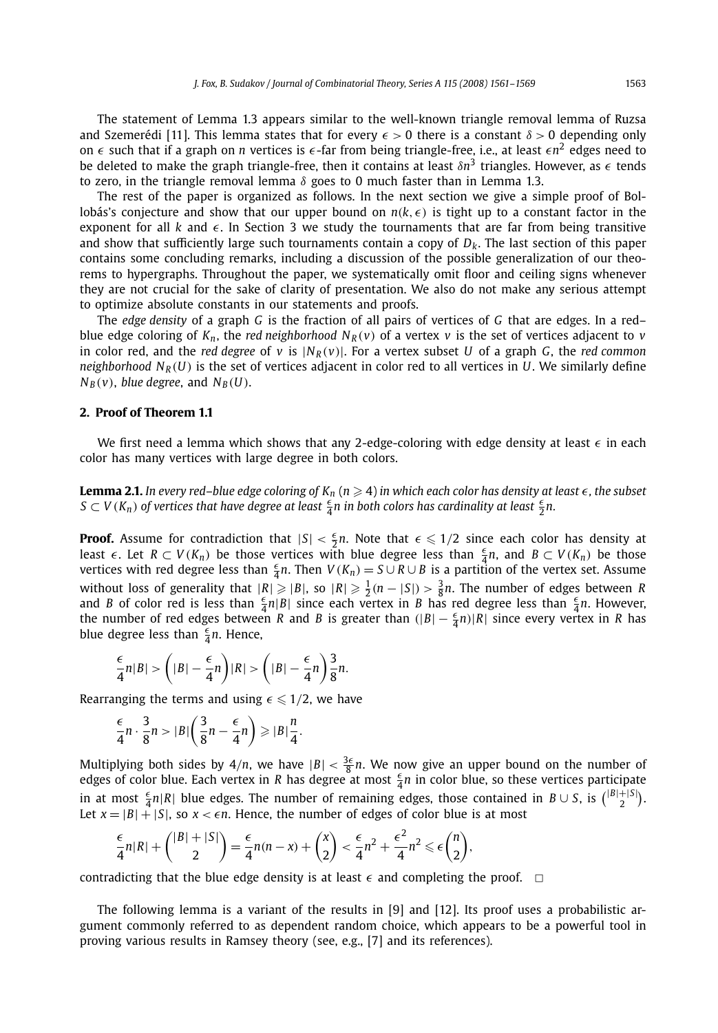The statement of Lemma 1.3 appears similar to the well-known triangle removal lemma of Ruzsa and Szemerédi [11]. This lemma states that for every $\epsilon > 0$ there is a constant $\delta > 0$ depending only on $\epsilon$ such that if a graph on $n$ vertices is $\epsilon$-far from being triangle-free, i.e., at least $\epsilon n^2$ edges need to be deleted to make the graph triangle-free, then it contains at least $\delta n^3$ triangles. However, as $\epsilon$ tends to zero, in the triangle removal lemma $\delta$ goes to 0 much faster than in Lemma 1.3.

The rest of the paper is organized as follows. In the next section we give a simple proof of Bollobás's conjecture and show that our upper bound on $n(k,\epsilon)$ is tight up to a constant factor in the exponent for all $k$ and $\epsilon$. In Section 3 we study the tournaments that are far from being transitive and show that sufficiently large such tournaments contain a copy of $D_k$. The last section of this paper contains some concluding remarks, including a discussion of the possible generalization of our theorems to hypergraphs. Throughout the paper, we systematically omit floor and ceiling signs whenever they are not crucial for the sake of clarity of presentation. We also do not make any serious attempt to optimize absolute constants in our statements and proofs.

The *edge density* of a graph $G$ is the fraction of all pairs of vertices of $G$ that are edges. In a red–blue edge coloring of $K_n$, the *red neighborhood* $N_R(v)$ of a vertex $v$ is the set of vertices adjacent to $v$ in color red, and the *red degree* of $v$ is $|N_R(v)|$. For a vertex subset $U$ of a graph $G$, the *red common neighborhood* $N_R(U)$ is the set of vertices adjacent in color red to all vertices in $U$. We similarly define $N_B(v)$, *blue degree*, and $N_B(U)$.

## 2. Proof of Theorem 1.1

We first need a lemma which shows that any 2-edge-coloring with edge density at least $\epsilon$ in each color has many vertices with large degree in both colors.

**Lemma 2.1.** *In every red–blue edge coloring of $K_n$ ($n \geqslant 4$) in which each color has density at least $\epsilon$, the subset $S \subset V(K_n)$ of vertices that have degree at least $\frac{\epsilon}{4}n$ in both colors has cardinality at least $\frac{\epsilon}{2}n$.*

**Proof.** Assume for contradiction that $|S| < \frac{\epsilon}{2}n$. Note that $\epsilon \leqslant 1/2$ since each color has density at least $\epsilon$. Let $R \subset V(K_n)$ be those vertices with blue degree less than $\frac{\epsilon}{4}n$, and $B \subset V(K_n)$ be those vertices with red degree less than $\frac{\epsilon}{4}n$. Then $V(K_n) = S \cup R \cup B$ is a partition of the vertex set. Assume without loss of generality that $|R| \geqslant |B|$, so $|R| \geqslant \frac{1}{2}(n - |S|) > \frac{3}{8}n$. The number of edges between $R$ and $B$ of color red is less than $\frac{\epsilon}{4}n|B|$ since each vertex in $B$ has red degree less than $\frac{\epsilon}{4}n$. However, the number of red edges between $R$ and $B$ is greater than $(|B| - \frac{\epsilon}{4}n)|R|$ since every vertex in $R$ has blue degree less than $\frac{\epsilon}{4}n$. Hence,

$$\frac{\epsilon}{4}n|B| > \left(|B| - \frac{\epsilon}{4}n\right)|R| > \left(|B| - \frac{\epsilon}{4}n\right)\frac{3}{8}n.$$

Rearranging the terms and using $\epsilon \leqslant 1/2$, we have

$$\frac{\epsilon}{4}n \cdot \frac{3}{8}n > |B|\left(\frac{3}{8}n - \frac{\epsilon}{4}n\right) \geqslant |B|\frac{n}{4}.$$

Multiplying both sides by $4/n$, we have $|B| < \frac{3\epsilon}{8}n$. We now give an upper bound on the number of edges of color blue. Each vertex in $R$ has degree at most $\frac{\epsilon}{4}n$ in color blue, so these vertices participate in at most $\frac{\epsilon}{4}n|R|$ blue edges. The number of remaining edges, those contained in $B \cup S$, is $\binom{|B|+|S|}{2}$. Let $x = |B| + |S|$, so $x < \epsilon n$. Hence, the number of edges of color blue is at most

$$\frac{\epsilon}{4}n|R| + \binom{|B|+|S|}{2} = \frac{\epsilon}{4}n(n-x) + \binom{x}{2} < \frac{\epsilon}{4}n^2 + \frac{\epsilon^2}{4}n^2 \leqslant \epsilon\binom{n}{2},$$

contradicting that the blue edge density is at least $\epsilon$ and completing the proof. $\square$

The following lemma is a variant of the results in [9] and [12]. Its proof uses a probabilistic argument commonly referred to as dependent random choice, which appears to be a powerful tool in proving various results in Ramsey theory (see, e.g., [7] and its references).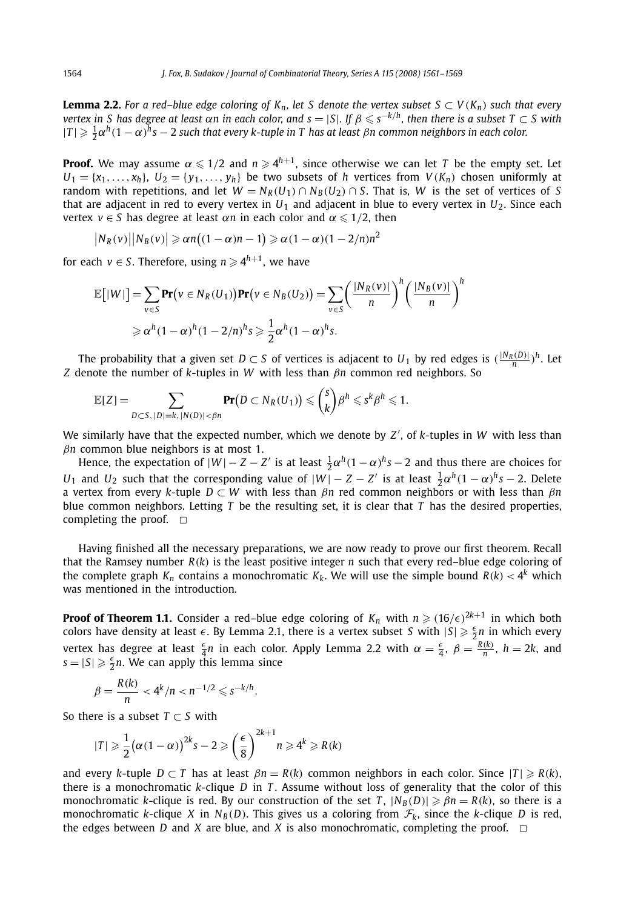**Lemma 2.2.** *For a red–blue edge coloring of $K_n$, let $S$ denote the vertex subset $S \subset V(K_n)$ such that every vertex in $S$ has degree at least $\alpha n$ in each color, and $s = |S|$. If $\beta \leqslant s^{-k/h}$, then there is a subset $T \subset S$ with $|T| \geqslant \frac{1}{2}\alpha^h(1-\alpha)^h s - 2$ such that every $k$-tuple in $T$ has at least $\beta n$ common neighbors in each color.*

**Proof.** We may assume $\alpha \leqslant 1/2$ and $n \geqslant 4^{h+1}$, since otherwise we can let $T$ be the empty set. Let $U_1 = \{x_1, \ldots, x_h\}$, $U_2 = \{y_1, \ldots, y_h\}$ be two subsets of $h$ vertices from $V(K_n)$ chosen uniformly at random with repetitions, and let $W = N_R(U_1) \cap N_B(U_2) \cap S$. That is, $W$ is the set of vertices of $S$ that are adjacent in red to every vertex in $U_1$ and adjacent in blue to every vertex in $U_2$. Since each vertex $v \in S$ has degree at least $\alpha n$ in each color and $\alpha \leqslant 1/2$, then

$$\left|N_R(v)\right|\left|N_B(v)\right| \geqslant \alpha n\big((1-\alpha)n - 1\big) \geqslant \alpha(1-\alpha)(1-2/n)n^2$$

for each $v \in S$. Therefore, using $n \geqslant 4^{h+1}$, we have

$$\begin{aligned}
\mathbb{E}\big[|W|\big] &= \sum_{v \in S} \mathbf{Pr}\big(v \in N_R(U_1)\big)\mathbf{Pr}\big(v \in N_B(U_2)\big) = \sum_{v \in S}\left(\frac{|N_R(v)|}{n}\right)^h\left(\frac{|N_B(v)|}{n}\right)^h \\
&\geqslant \alpha^h(1-\alpha)^h(1-2/n)^h s \geqslant \frac{1}{2}\alpha^h(1-\alpha)^h s.
\end{aligned}$$

The probability that a given set $D \subset S$ of vertices is adjacent to $U_1$ by red edges is $\left(\frac{|N_R(D)|}{n}\right)^h$. Let $Z$ denote the number of $k$-tuples in $W$ with less than $\beta n$ common red neighbors. So

$$\mathbb{E}[Z] = \sum_{D \subset S,\, |D|=k,\, |N(D)|<\beta n} \mathbf{Pr}\big(D \subset N_R(U_1)\big) \leqslant \binom{s}{k}\beta^h \leqslant s^k \beta^h \leqslant 1.$$

We similarly have that the expected number, which we denote by $Z'$, of $k$-tuples in $W$ with less than $\beta n$ common blue neighbors is at most 1.

Hence, the expectation of $|W| - Z - Z'$ is at least $\frac{1}{2}\alpha^h(1-\alpha)^h s - 2$ and thus there are choices for $U_1$ and $U_2$ such that the corresponding value of $|W| - Z - Z'$ is at least $\frac{1}{2}\alpha^h(1-\alpha)^h s - 2$. Delete a vertex from every $k$-tuple $D \subset W$ with less than $\beta n$ red common neighbors or with less than $\beta n$ blue common neighbors. Letting $T$ be the resulting set, it is clear that $T$ has the desired properties, completing the proof. $\square$

Having finished all the necessary preparations, we are now ready to prove our first theorem. Recall that the Ramsey number $R(k)$ is the least positive integer $n$ such that every red–blue edge coloring of the complete graph $K_n$ contains a monochromatic $K_k$. We will use the simple bound $R(k) < 4^k$ which was mentioned in the introduction.

**Proof of Theorem 1.1.** Consider a red–blue edge coloring of $K_n$ with $n \geqslant (16/\epsilon)^{2k+1}$ in which both colors have density at least $\epsilon$. By Lemma 2.1, there is a vertex subset $S$ with $|S| \geqslant \frac{\epsilon}{2}n$ in which every vertex has degree at least $\frac{\epsilon}{4}n$ in each color. Apply Lemma 2.2 with $\alpha = \frac{\epsilon}{4}$, $\beta = \frac{R(k)}{n}$, $h = 2k$, and $s = |S| \geqslant \frac{\epsilon}{2}n$. We can apply this lemma since

$$\beta = \frac{R(k)}{n} < 4^k/n < n^{-1/2} \leqslant s^{-k/h}.$$

So there is a subset $T \subset S$ with

$$|T| \geqslant \frac{1}{2}\big(\alpha(1-\alpha)\big)^{2k}s - 2 \geqslant \left(\frac{\epsilon}{8}\right)^{2k+1} n \geqslant 4^k \geqslant R(k)$$

and every $k$-tuple $D \subset T$ has at least $\beta n = R(k)$ common neighbors in each color. Since $|T| \geqslant R(k)$, there is a monochromatic $k$-clique $D$ in $T$. Assume without loss of generality that the color of this monochromatic $k$-clique is red. By our construction of the set $T$, $|N_B(D)| \geqslant \beta n = R(k)$, so there is a monochromatic $k$-clique $X$ in $N_B(D)$. This gives us a coloring from $\mathcal{F}_k$, since the $k$-clique $D$ is red, the edges between $D$ and $X$ are blue, and $X$ is also monochromatic, completing the proof. $\square$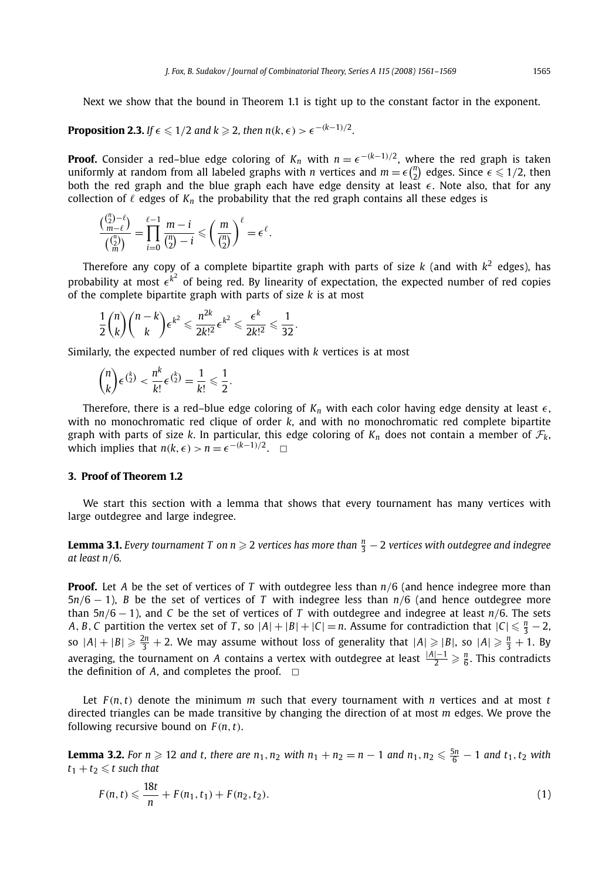Next we show that the bound in Theorem 1.1 is tight up to the constant factor in the exponent.

**Proposition 2.3.** *If $\epsilon \leqslant 1/2$ and $k \geqslant 2$, then $n(k,\epsilon) > \epsilon^{-(k-1)/2}$.*

**Proof.** Consider a red–blue edge coloring of $K_n$ with $n = \epsilon^{-(k-1)/2}$, where the red graph is taken uniformly at random from all labeled graphs with $n$ vertices and $m = \epsilon\binom{n}{2}$ edges. Since $\epsilon \leqslant 1/2$, then both the red graph and the blue graph each have edge density at least $\epsilon$. Note also, that for any collection of $\ell$ edges of $K_n$ the probability that the red graph contains all these edges is

$$\frac{\binom{\binom{n}{2}-\ell}{m-\ell}}{\binom{\binom{n}{2}}{m}} = \prod_{i=0}^{\ell-1} \frac{m-i}{\binom{n}{2}-i} \leqslant \left(\frac{m}{\binom{n}{2}}\right)^{\ell} = \epsilon^{\ell}.$$

Therefore any copy of a complete bipartite graph with parts of size $k$ (and with $k^2$ edges), has probability at most $\epsilon^{k^2}$ of being red. By linearity of expectation, the expected number of red copies of the complete bipartite graph with parts of size $k$ is at most

$$\frac{1}{2}\binom{n}{k}\binom{n-k}{k}\epsilon^{k^2} \leqslant \frac{n^{2k}}{2k!^2}\epsilon^{k^2} \leqslant \frac{\epsilon^k}{2k!^2} \leqslant \frac{1}{32}.$$

Similarly, the expected number of red cliques with $k$ vertices is at most

$$\binom{n}{k}\epsilon^{\binom{k}{2}} < \frac{n^k}{k!}\epsilon^{\binom{k}{2}} = \frac{1}{k!} \leqslant \frac{1}{2}.$$

Therefore, there is a red–blue edge coloring of $K_n$ with each color having edge density at least $\epsilon$, with no monochromatic red clique of order $k$, and with no monochromatic red complete bipartite graph with parts of size $k$. In particular, this edge coloring of $K_n$ does not contain a member of $\mathcal{F}_k$, which implies that $n(k,\epsilon) > n = \epsilon^{-(k-1)/2}$. $\square$

## 3. Proof of Theorem 1.2

We start this section with a lemma that shows that every tournament has many vertices with large outdegree and large indegree.

**Lemma 3.1.** *Every tournament $T$ on $n \geqslant 2$ vertices has more than $\frac{n}{3} - 2$ vertices with outdegree and indegree at least $n/6$.*

**Proof.** Let $A$ be the set of vertices of $T$ with outdegree less than $n/6$ (and hence indegree more than $5n/6 - 1$), $B$ be the set of vertices of $T$ with indegree less than $n/6$ (and hence outdegree more than $5n/6 - 1$), and $C$ be the set of vertices of $T$ with outdegree and indegree at least $n/6$. The sets $A, B, C$ partition the vertex set of $T$, so $|A| + |B| + |C| = n$. Assume for contradiction that $|C| \leqslant \frac{n}{3} - 2$, so $|A| + |B| \geqslant \frac{2n}{3} + 2$. We may assume without loss of generality that $|A| \geqslant |B|$, so $|A| \geqslant \frac{n}{3} + 1$. By averaging, the tournament on $A$ contains a vertex with outdegree at least $\frac{|A|-1}{2} \geqslant \frac{n}{6}$. This contradicts the definition of $A$, and completes the proof. $\square$

Let $F(n,t)$ denote the minimum $m$ such that every tournament with $n$ vertices and at most $t$ directed triangles can be made transitive by changing the direction of at most $m$ edges. We prove the following recursive bound on $F(n,t)$.

**Lemma 3.2.** *For $n \geqslant 12$ and $t$, there are $n_1, n_2$ with $n_1 + n_2 = n - 1$ and $n_1, n_2 \leqslant \frac{5n}{6} - 1$ and $t_1, t_2$ with $t_1 + t_2 \leqslant t$ such that*

$$F(n,t) \leqslant \frac{18t}{n} + F(n_1,t_1) + F(n_2,t_2). \tag{1}$$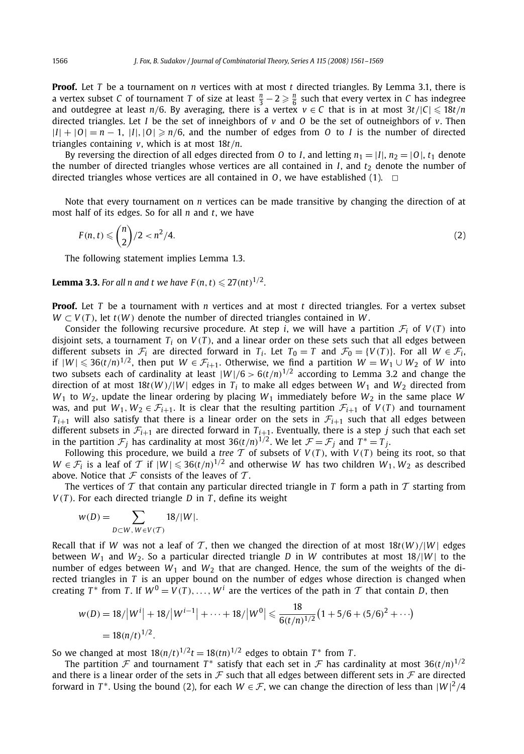**Proof.** Let $T$ be a tournament on $n$ vertices with at most $t$ directed triangles. By Lemma 3.1, there is a vertex subset $C$ of tournament $T$ of size at least $\frac{n}{3} - 2 \geqslant \frac{n}{6}$ such that every vertex in $C$ has indegree and outdegree at least $n/6$. By averaging, there is a vertex $v \in C$ that is in at most $3t/|C| \leqslant 18t/n$ directed triangles. Let $I$ be the set of inneighbors of $v$ and $O$ be the set of outneighbors of $v$. Then $|I| + |O| = n - 1$, $|I|, |O| \geqslant n/6$, and the number of edges from $O$ to $I$ is the number of directed triangles containing $v$, which is at most $18t/n$.

By reversing the direction of all edges directed from $O$ to $I$, and letting $n_1 = |I|$, $n_2 = |O|$, $t_1$ denote the number of directed triangles whose vertices are all contained in $I$, and $t_2$ denote the number of directed triangles whose vertices are all contained in $O$, we have established (1). $\square$

Note that every tournament on $n$ vertices can be made transitive by changing the direction of at most half of its edges. So for all $n$ and $t$, we have

$$F(n,t) \leqslant \binom{n}{2}/2 < n^2/4. \tag{2}$$

The following statement implies Lemma 1.3.

**Lemma 3.3.** *For all $n$ and $t$ we have $F(n,t) \leqslant 27(nt)^{1/2}$.*

**Proof.** Let $T$ be a tournament with $n$ vertices and at most $t$ directed triangles. For a vertex subset $W \subset V(T)$, let $t(W)$ denote the number of directed triangles contained in $W$.

Consider the following recursive procedure. At step $i$, we will have a partition $\mathcal{F}_i$ of $V(T)$ into disjoint sets, a tournament $T_i$ on $V(T)$, and a linear order on these sets such that all edges between different subsets in $\mathcal{F}_i$ are directed forward in $T_i$. Let $T_0 = T$ and $\mathcal{F}_0 = \{V(T)\}$. For all $W \in \mathcal{F}_i$, if $|W| \leqslant 36(t/n)^{1/2}$, then put $W \in \mathcal{F}_{i+1}$. Otherwise, we find a partition $W = W_1 \cup W_2$ of $W$ into two subsets each of cardinality at least $|W|/6 > 6(t/n)^{1/2}$ according to Lemma 3.2 and change the direction of at most $18t(W)/|W|$ edges in $T_i$ to make all edges between $W_1$ and $W_2$ directed from $W_1$ to $W_2$, update the linear ordering by placing $W_1$ immediately before $W_2$ in the same place $W$ was, and put $W_1, W_2 \in \mathcal{F}_{i+1}$. It is clear that the resulting partition $\mathcal{F}_{i+1}$ of $V(T)$ and tournament $T_{i+1}$ will also satisfy that there is a linear order on the sets in $\mathcal{F}_{i+1}$ such that all edges between different subsets in $\mathcal{F}_{i+1}$ are directed forward in $T_{i+1}$. Eventually, there is a step $j$ such that each set in the partition $\mathcal{F}_j$ has cardinality at most $36(t/n)^{1/2}$. We let $\mathcal{F} = \mathcal{F}_j$ and $T^* = T_j$.

Following this procedure, we build a *tree* $\mathcal{T}$ of subsets of $V(T)$, with $V(T)$ being its root, so that $W \in \mathcal{F}_i$ is a leaf of $\mathcal{T}$ if $|W| \leqslant 36(t/n)^{1/2}$ and otherwise $W$ has two children $W_1, W_2$ as described above. Notice that $\mathcal{F}$ consists of the leaves of $\mathcal{T}$.

The vertices of $\mathcal{T}$ that contain any particular directed triangle in $T$ form a path in $\mathcal{T}$ starting from $V(T)$. For each directed triangle $D$ in $T$, define its weight

$$w(D) = \sum_{D \subset W,\, W \in V(\mathcal{T})} 18/|W|.$$

Recall that if $W$ was not a leaf of $\mathcal{T}$, then we changed the direction of at most $18t(W)/|W|$ edges between $W_1$ and $W_2$. So a particular directed triangle $D$ in $W$ contributes at most $18/|W|$ to the number of edges between $W_1$ and $W_2$ that are changed. Hence, the sum of the weights of the directed triangles in $T$ is an upper bound on the number of edges whose direction is changed when creating $T^*$ from $T$. If $W^0 = V(T), \ldots, W^i$ are the vertices of the path in $\mathcal{T}$ that contain $D$, then

$$\begin{aligned} w(D) &= 18/\left|W^i\right| + 18/\left|W^{i-1}\right| + \cdots + 18/\left|W^0\right| \leqslant \frac{18}{6(t/n)^{1/2}}\left(1 + 5/6 + (5/6)^2 + \cdots\right) \\ &= 18(n/t)^{1/2}. \end{aligned}$$

So we changed at most $18(n/t)^{1/2}t = 18(tn)^{1/2}$ edges to obtain $T^*$ from $T$.

The partition $\mathcal{F}$ and tournament $T^*$ satisfy that each set in $\mathcal{F}$ has cardinality at most $36(t/n)^{1/2}$ and there is a linear order of the sets in $\mathcal{F}$ such that all edges between different sets in $\mathcal{F}$ are directed forward in $T^*$. Using the bound (2), for each $W \in \mathcal{F}$, we can change the direction of less than $|W|^2/4$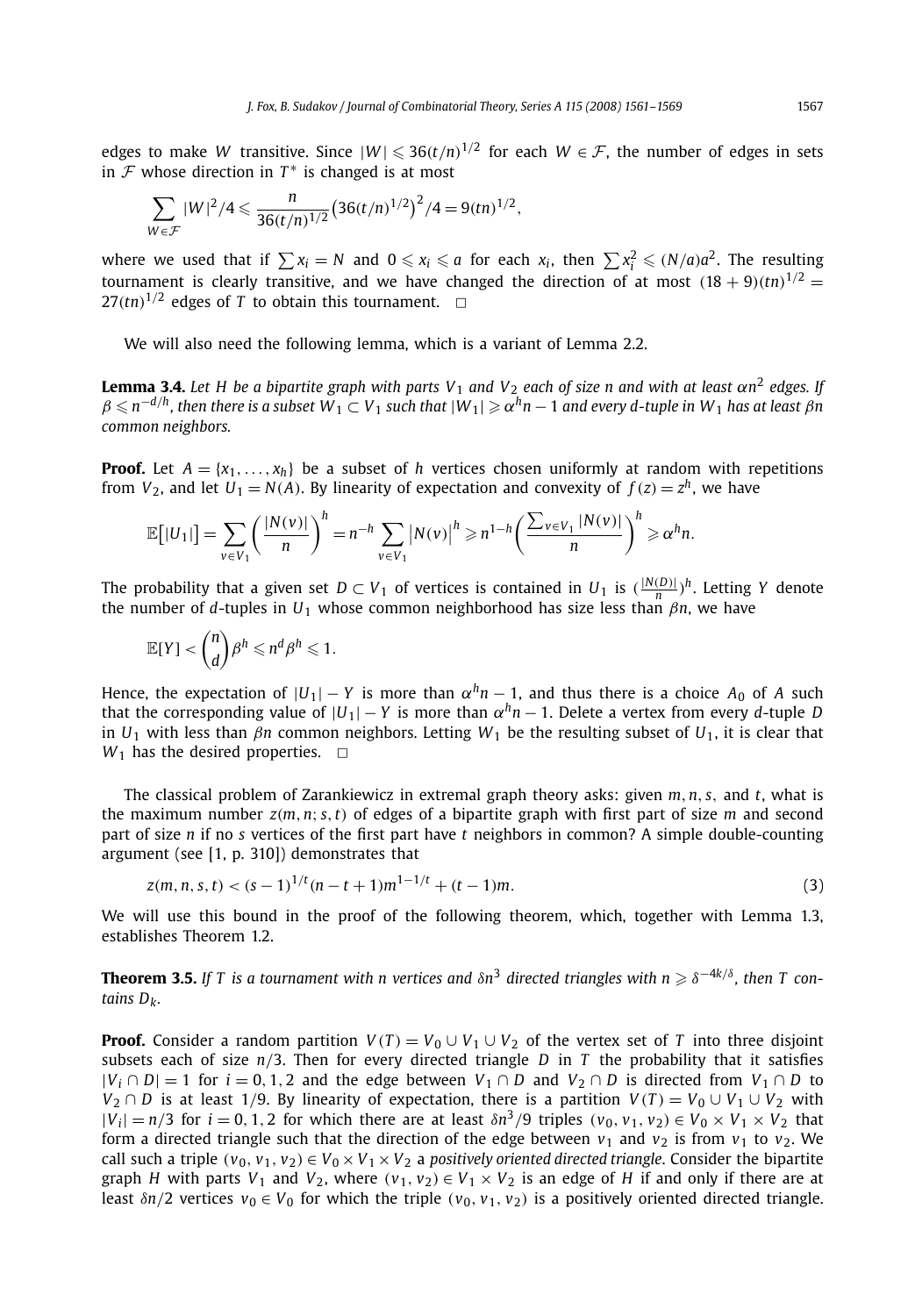edges to make $W$ transitive. Since $|W| \leqslant 36(t/n)^{1/2}$ for each $W \in \mathcal{F}$, the number of edges in sets in $\mathcal{F}$ whose direction in $T^*$ is changed is at most

$$\sum_{W \in \mathcal{F}} |W|^2/4 \leqslant \frac{n}{36(t/n)^{1/2}} \left(36(t/n)^{1/2}\right)^2/4 = 9(tn)^{1/2},$$

where we used that if $\sum x_i = N$ and $0 \leqslant x_i \leqslant a$ for each $x_i$, then $\sum x_i^2 \leqslant (N/a)a^2$. The resulting tournament is clearly transitive, and we have changed the direction of at most $(18+9)(tn)^{1/2} = 27(tn)^{1/2}$ edges of $T$ to obtain this tournament. $\square$

We will also need the following lemma, which is a variant of Lemma 2.2.

**Lemma 3.4.** *Let $H$ be a bipartite graph with parts $V_1$ and $V_2$ each of size $n$ and with at least $\alpha n^2$ edges. If $\beta \leqslant n^{-d/h}$, then there is a subset $W_1 \subset V_1$ such that $|W_1| \geqslant \alpha^h n - 1$ and every $d$-tuple in $W_1$ has at least $\beta n$ common neighbors.*

**Proof.** Let $A = \{x_1, \ldots, x_h\}$ be a subset of $h$ vertices chosen uniformly at random with repetitions from $V_2$, and let $U_1 = N(A)$. By linearity of expectation and convexity of $f(z) = z^h$, we have

$$\mathbb{E}\big[|U_1|\big] = \sum_{v \in V_1} \left(\frac{|N(v)|}{n}\right)^h = n^{-h} \sum_{v \in V_1} \big|N(v)\big|^h \geqslant n^{1-h} \left(\frac{\sum_{v \in V_1} |N(v)|}{n}\right)^h \geqslant \alpha^h n.$$

The probability that a given set $D \subset V_1$ of vertices is contained in $U_1$ is $(\frac{|N(D)|}{n})^h$. Letting $Y$ denote the number of $d$-tuples in $U_1$ whose common neighborhood has size less than $\beta n$, we have

$$\mathbb{E}[Y] < \binom{n}{d} \beta^h \leqslant n^d \beta^h \leqslant 1.$$

Hence, the expectation of $|U_1| - Y$ is more than $\alpha^h n - 1$, and thus there is a choice $A_0$ of $A$ such that the corresponding value of $|U_1| - Y$ is more than $\alpha^h n - 1$. Delete a vertex from every $d$-tuple $D$ in $U_1$ with less than $\beta n$ common neighbors. Letting $W_1$ be the resulting subset of $U_1$, it is clear that $W_1$ has the desired properties. $\square$

The classical problem of Zarankiewicz in extremal graph theory asks: given $m, n, s,$ and $t$, what is the maximum number $z(m, n; s, t)$ of edges of a bipartite graph with first part of size $m$ and second part of size $n$ if no $s$ vertices of the first part have $t$ neighbors in common? A simple double-counting argument (see [1, p. 310]) demonstrates that

$$z(m, n, s, t) < (s-1)^{1/t}(n-t+1)m^{1-1/t} + (t-1)m. \tag{3}$$

We will use this bound in the proof of the following theorem, which, together with Lemma 1.3, establishes Theorem 1.2.

**Theorem 3.5.** *If $T$ is a tournament with $n$ vertices and $\delta n^3$ directed triangles with $n \geqslant \delta^{-4k/\delta}$, then $T$ contains $D_k$.*

**Proof.** Consider a random partition $V(T) = V_0 \cup V_1 \cup V_2$ of the vertex set of $T$ into three disjoint subsets each of size $n/3$. Then for every directed triangle $D$ in $T$ the probability that it satisfies $|V_i \cap D| = 1$ for $i = 0, 1, 2$ and the edge between $V_1 \cap D$ and $V_2 \cap D$ is directed from $V_1 \cap D$ to $V_2 \cap D$ is at least $1/9$. By linearity of expectation, there is a partition $V(T) = V_0 \cup V_1 \cup V_2$ with $|V_i| = n/3$ for $i = 0, 1, 2$ for which there are at least $\delta n^3/9$ triples $(v_0, v_1, v_2) \in V_0 \times V_1 \times V_2$ that form a directed triangle such that the direction of the edge between $v_1$ and $v_2$ is from $v_1$ to $v_2$. We call such a triple $(v_0, v_1, v_2) \in V_0 \times V_1 \times V_2$ a *positively oriented directed triangle*. Consider the bipartite graph $H$ with parts $V_1$ and $V_2$, where $(v_1, v_2) \in V_1 \times V_2$ is an edge of $H$ if and only if there are at least $\delta n/2$ vertices $v_0 \in V_0$ for which the triple $(v_0, v_1, v_2)$ is a positively oriented directed triangle.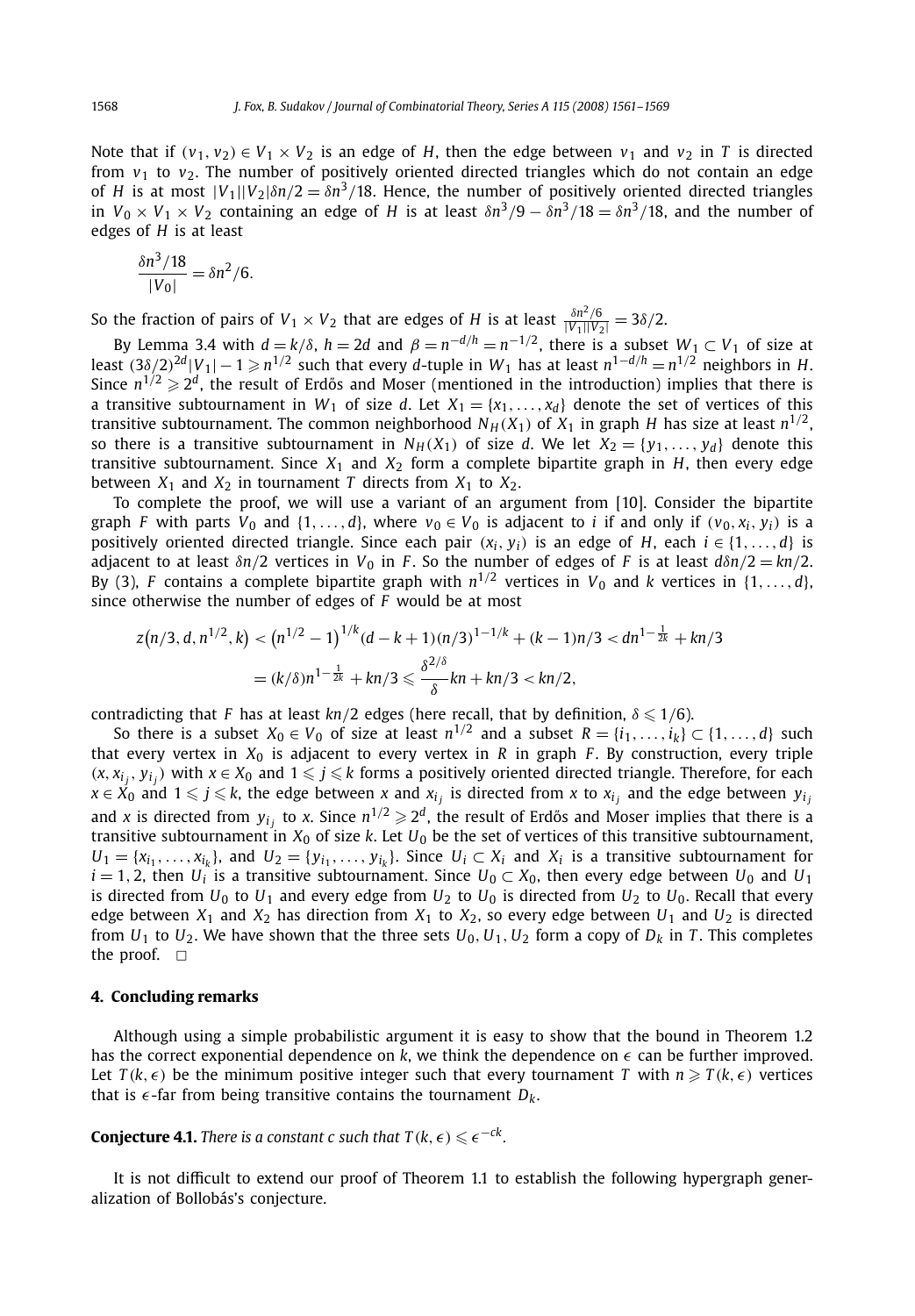Note that if $(v_1, v_2) \in V_1 \times V_2$ is an edge of $H$, then the edge between $v_1$ and $v_2$ in $T$ is directed from $v_1$ to $v_2$. The number of positively oriented directed triangles which do not contain an edge of $H$ is at most $|V_1||V_2|\delta n/2 = \delta n^3/18$. Hence, the number of positively oriented directed triangles in $V_0 \times V_1 \times V_2$ containing an edge of $H$ is at least $\delta n^3/9 - \delta n^3/18 = \delta n^3/18$, and the number of edges of $H$ is at least

$$\frac{\delta n^3/18}{|V_0|} = \delta n^2/6.$$

So the fraction of pairs of $V_1 \times V_2$ that are edges of $H$ is at least $\frac{\delta n^2/6}{|V_1||V_2|} = 3\delta/2$.

By Lemma 3.4 with $d = k/\delta$, $h = 2d$ and $\beta = n^{-d/h} = n^{-1/2}$, there is a subset $W_1 \subset V_1$ of size at least $(3\delta/2)^{2d}|V_1| - 1 \geqslant n^{1/2}$ such that every $d$-tuple in $W_1$ has at least $n^{1-d/h} = n^{1/2}$ neighbors in $H$. Since $n^{1/2} \geqslant 2^d$, the result of Erdős and Moser (mentioned in the introduction) implies that there is a transitive subtournament in $W_1$ of size $d$. Let $X_1 = \{x_1, \ldots, x_d\}$ denote the set of vertices of this transitive subtournament. The common neighborhood $N_H(X_1)$ of $X_1$ in graph $H$ has size at least $n^{1/2}$, so there is a transitive subtournament in $N_H(X_1)$ of size $d$. We let $X_2 = \{y_1, \ldots, y_d\}$ denote this transitive subtournament. Since $X_1$ and $X_2$ form a complete bipartite graph in $H$, then every edge between $X_1$ and $X_2$ in tournament $T$ directs from $X_1$ to $X_2$.

To complete the proof, we will use a variant of an argument from [10]. Consider the bipartite graph $F$ with parts $V_0$ and $\{1, \ldots, d\}$, where $v_0 \in V_0$ is adjacent to $i$ if and only if $(v_0, x_i, y_i)$ is a positively oriented directed triangle. Since each pair $(x_i, y_i)$ is an edge of $H$, each $i \in \{1, \ldots, d\}$ is adjacent to at least $\delta n/2$ vertices in $V_0$ in $F$. So the number of edges of $F$ is at least $d\delta n/2 = kn/2$. By (3), $F$ contains a complete bipartite graph with $n^{1/2}$ vertices in $V_0$ and $k$ vertices in $\{1, \ldots, d\}$, since otherwise the number of edges of $F$ would be at most

$$\begin{aligned}
z\big(n/3, d, n^{1/2}, k\big) &< \big(n^{1/2} - 1\big)^{1/k}(d - k + 1)(n/3)^{1-1/k} + (k-1)n/3 < dn^{1-\frac{1}{2k}} + kn/3 \\
&= (k/\delta)n^{1-\frac{1}{2k}} + kn/3 \leqslant \frac{\delta^{2/\delta}}{\delta}kn + kn/3 < kn/2,
\end{aligned}$$

contradicting that $F$ has at least $kn/2$ edges (here recall, that by definition, $\delta \leqslant 1/6$).

So there is a subset $X_0 \in V_0$ of size at least $n^{1/2}$ and a subset $R = \{i_1, \ldots, i_k\} \subset \{1, \ldots, d\}$ such that every vertex in $X_0$ is adjacent to every vertex in $R$ in graph $F$. By construction, every triple $(x, x_{i_j}, y_{i_j})$ with $x \in X_0$ and $1 \leqslant j \leqslant k$ forms a positively oriented directed triangle. Therefore, for each $x \in X_0$ and $1 \leqslant j \leqslant k$, the edge between $x$ and $x_{i_j}$ is directed from $x$ to $x_{i_j}$ and the edge between $y_{i_j}$ and $x$ is directed from $y_{i_j}$ to $x$. Since $n^{1/2} \geqslant 2^d$, the result of Erdős and Moser implies that there is a transitive subtournament in $X_0$ of size $k$. Let $U_0$ be the set of vertices of this transitive subtournament, $U_1 = \{x_{i_1}, \ldots, x_{i_k}\}$, and $U_2 = \{y_{i_1}, \ldots, y_{i_k}\}$. Since $U_i \subset X_i$ and $X_i$ is a transitive subtournament for $i = 1, 2$, then $U_i$ is a transitive subtournament. Since $U_0 \subset X_0$, then every edge between $U_0$ and $U_1$ is directed from $U_0$ to $U_1$ and every edge from $U_2$ to $U_0$ is directed from $U_2$ to $U_0$. Recall that every edge between $X_1$ and $X_2$ has direction from $X_1$ to $X_2$, so every edge between $U_1$ and $U_2$ is directed from $U_1$ to $U_2$. We have shown that the three sets $U_0, U_1, U_2$ form a copy of $D_k$ in $T$. This completes the proof. □

## 4. Concluding remarks

Although using a simple probabilistic argument it is easy to show that the bound in Theorem 1.2 has the correct exponential dependence on $k$, we think the dependence on $\epsilon$ can be further improved. Let $T(k, \epsilon)$ be the minimum positive integer such that every tournament $T$ with $n \geqslant T(k, \epsilon)$ vertices that is $\epsilon$-far from being transitive contains the tournament $D_k$.

**Conjecture 4.1.** *There is a constant $c$ such that $T(k, \epsilon) \leqslant \epsilon^{-ck}$.*

It is not difficult to extend our proof of Theorem 1.1 to establish the following hypergraph generalization of Bollobás's conjecture.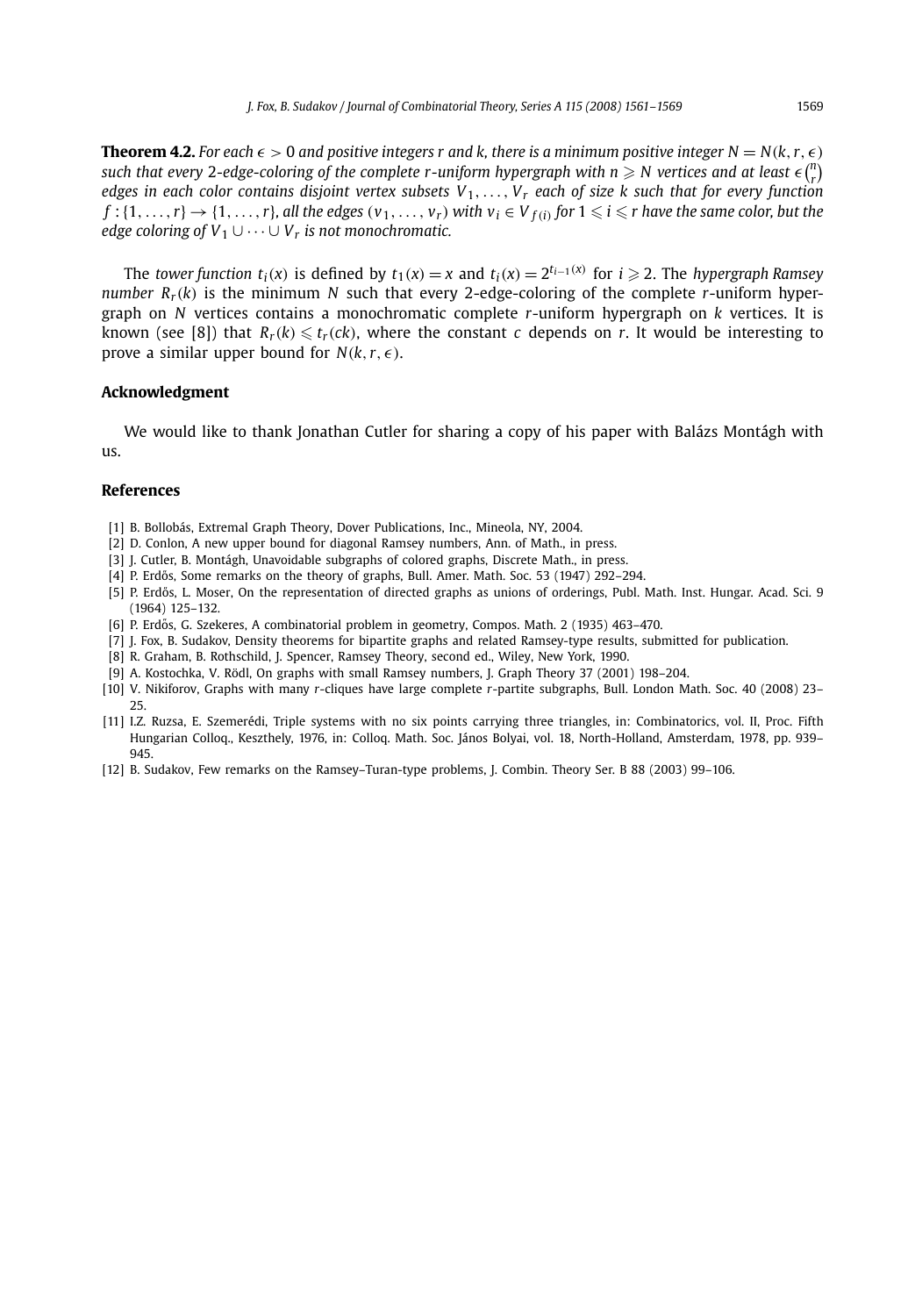**Theorem 4.2.** *For each $\epsilon > 0$ and positive integers $r$ and $k$, there is a minimum positive integer $N = N(k, r, \epsilon)$ such that every 2-edge-coloring of the complete $r$-uniform hypergraph with $n \geqslant N$ vertices and at least $\epsilon\binom{n}{r}$ edges in each color contains disjoint vertex subsets $V_1, \ldots, V_r$ each of size $k$ such that for every function $f : \{1, \ldots, r\} \to \{1, \ldots, r\}$, all the edges $(v_1, \ldots, v_r)$ with $v_i \in V_{f(i)}$ for $1 \leqslant i \leqslant r$ have the same color, but the edge coloring of $V_1 \cup \cdots \cup V_r$ is not monochromatic.*

The *tower function* $t_i(x)$ is defined by $t_1(x) = x$ and $t_i(x) = 2^{t_{i-1}(x)}$ for $i \geqslant 2$. The *hypergraph Ramsey number* $R_r(k)$ is the minimum $N$ such that every 2-edge-coloring of the complete $r$-uniform hypergraph on $N$ vertices contains a monochromatic complete $r$-uniform hypergraph on $k$ vertices. It is known (see [8]) that $R_r(k) \leqslant t_r(ck)$, where the constant $c$ depends on $r$. It would be interesting to prove a similar upper bound for $N(k, r, \epsilon)$.

## Acknowledgment

We would like to thank Jonathan Cutler for sharing a copy of his paper with Balázs Montágh with us.

## References

[1] B. Bollobás, Extremal Graph Theory, Dover Publications, Inc., Mineola, NY, 2004.

[2] D. Conlon, A new upper bound for diagonal Ramsey numbers, Ann. of Math., in press.

[3] J. Cutler, B. Montágh, Unavoidable subgraphs of colored graphs, Discrete Math., in press.

[4] P. Erdős, Some remarks on the theory of graphs, Bull. Amer. Math. Soc. 53 (1947) 292–294.

[5] P. Erdős, L. Moser, On the representation of directed graphs as unions of orderings, Publ. Math. Inst. Hungar. Acad. Sci. 9 (1964) 125–132.

[6] P. Erdős, G. Szekeres, A combinatorial problem in geometry, Compos. Math. 2 (1935) 463–470.

[7] J. Fox, B. Sudakov, Density theorems for bipartite graphs and related Ramsey-type results, submitted for publication.

[8] R. Graham, B. Rothschild, J. Spencer, Ramsey Theory, second ed., Wiley, New York, 1990.

[9] A. Kostochka, V. Rödl, On graphs with small Ramsey numbers, J. Graph Theory 37 (2001) 198–204.

[10] V. Nikiforov, Graphs with many $r$-cliques have large complete $r$-partite subgraphs, Bull. London Math. Soc. 40 (2008) 23–25.

[11] I.Z. Ruzsa, E. Szemerédi, Triple systems with no six points carrying three triangles, in: Combinatorics, vol. II, Proc. Fifth Hungarian Colloq., Keszthely, 1976, in: Colloq. Math. Soc. János Bolyai, vol. 18, North-Holland, Amsterdam, 1978, pp. 939–945.

[12] B. Sudakov, Few remarks on the Ramsey–Turan-type problems, J. Combin. Theory Ser. B 88 (2003) 99–106.